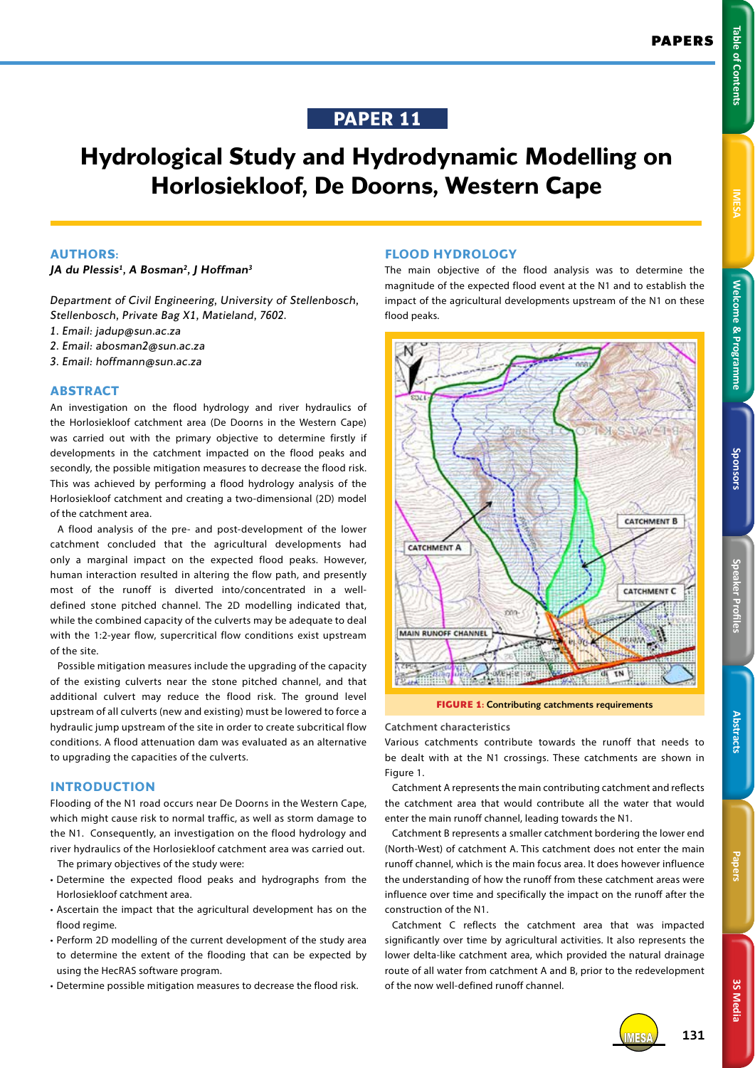# PAPER 11

# Hydrological Study and Hydrodynamic Modelling on Horlosiekloof, De Doorns, Western Cape

## AUTHORS:

*JA du Plessis[1], A Bosman[2], J Hoffman[3]*

*Department of Civil Engineering, University of Stellenbosch, Stellenbosch, Private Bag X1, Matieland, 7602.*
*1. Email: jadup@sun.ac.za*
*2. Email: abosman2@sun.ac.za*
*3. Email: hoffmann@sun.ac.za*

## ABSTRACT

An investigation on the flood hydrology and river hydraulics of the Horlosiekloof catchment area (De Doorns in the Western Cape) was carried out with the primary objective to determine firstly if developments in the catchment impacted on the flood peaks and secondly, the possible mitigation measures to decrease the flood risk. This was achieved by performing a flood hydrology analysis of the Horlosiekloof catchment and creating a two-dimensional (2D) model of the catchment area.

A flood analysis of the pre- and post-development of the lower catchment concluded that the agricultural developments had only a marginal impact on the expected flood peaks. However, human interaction resulted in altering the flow path, and presently most of the runoff is diverted into/concentrated in a well-defined stone pitched channel. The 2D modelling indicated that, while the combined capacity of the culverts may be adequate to deal with the 1:2-year flow, supercritical flow conditions exist upstream of the site.

Possible mitigation measures include the upgrading of the capacity of the existing culverts near the stone pitched channel, and that additional culvert may reduce the flood risk. The ground level upstream of all culverts (new and existing) must be lowered to force a hydraulic jump upstream of the site in order to create subcritical flow conditions. A flood attenuation dam was evaluated as an alternative to upgrading the capacities of the culverts.

## INTRODUCTION

Flooding of the N1 road occurs near De Doorns in the Western Cape, which might cause risk to normal traffic, as well as storm damage to the N1. Consequently, an investigation on the flood hydrology and river hydraulics of the Horlosiekloof catchment area was carried out.

The primary objectives of the study were:

- Determine the expected flood peaks and hydrographs from the Horlosiekloof catchment area.
- Ascertain the impact that the agricultural development has on the flood regime.
- Perform 2D modelling of the current development of the study area to determine the extent of the flooding that can be expected by using the HecRAS software program.
- Determine possible mitigation measures to decrease the flood risk.

## FLOOD HYDROLOGY

The main objective of the flood analysis was to determine the magnitude of the expected flood event at the N1 and to establish the impact of the agricultural developments upstream of the N1 on these flood peaks.

**FIGURE 1: Contributing catchments requirements**

### Catchment characteristics

Various catchments contribute towards the runoff that needs to be dealt with at the N1 crossings. These catchments are shown in Figure 1.

Catchment A represents the main contributing catchment and reflects the catchment area that would contribute all the water that would enter the main runoff channel, leading towards the N1.

Catchment B represents a smaller catchment bordering the lower end (North-West) of catchment A. This catchment does not enter the main runoff channel, which is the main focus area. It does however influence the understanding of how the runoff from these catchment areas were influence over time and specifically the impact on the runoff after the construction of the N1.

Catchment C reflects the catchment area that was impacted significantly over time by agricultural activities. It also represents the lower delta-like catchment area, which provided the natural drainage route of all water from catchment A and B, prior to the redevelopment of the now well-defined runoff channel.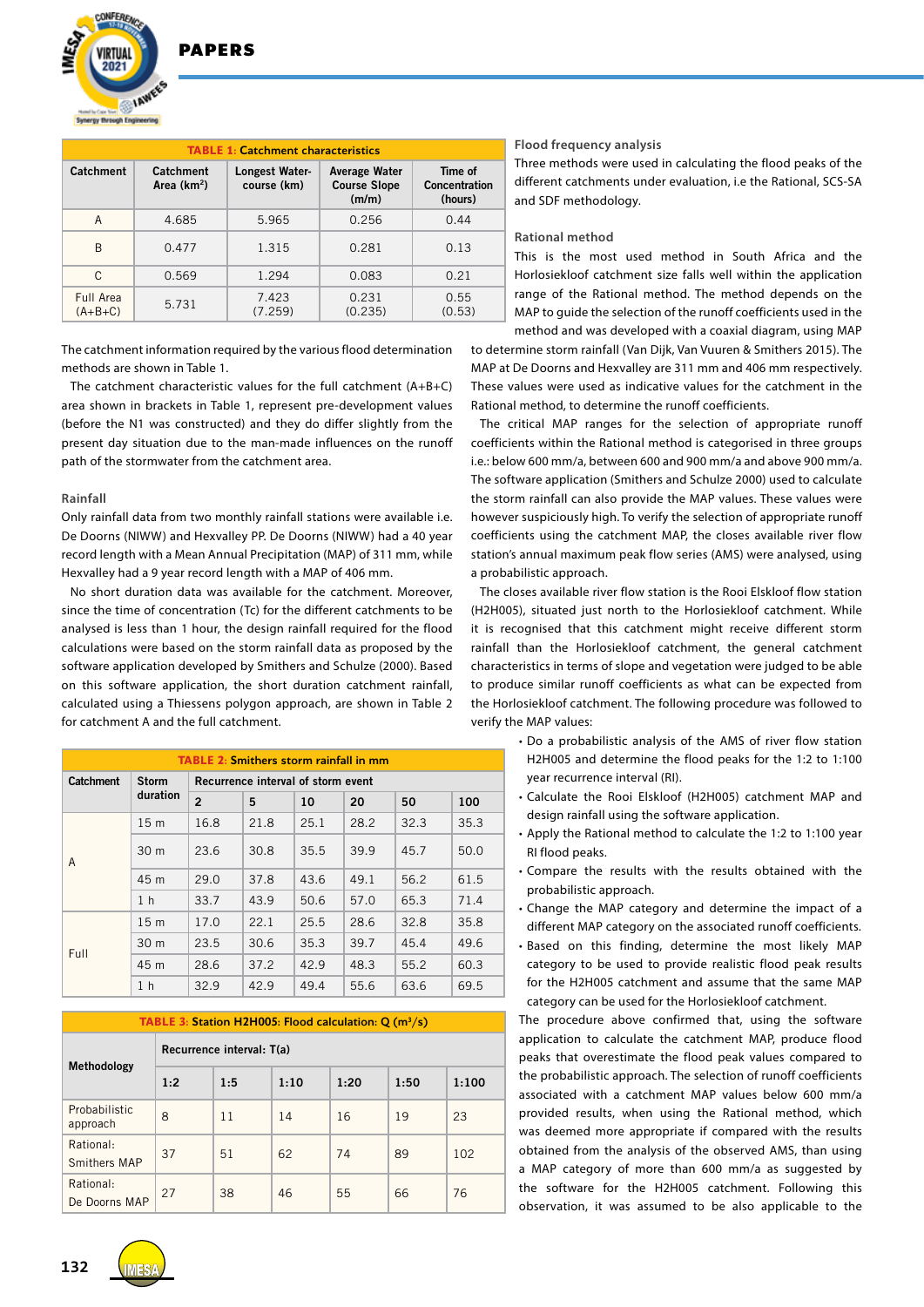**TABLE 1: Catchment characteristics**

| Catchment | Catchment Area (km²) | Longest Water-course (km) | Average Water Course Slope (m/m) | Time of Concentration (hours) |
|---|---|---|---|---|
| A | 4.685 | 5.965 | 0.256 | 0.44 |
| B | 0.477 | 1.315 | 0.281 | 0.13 |
| C | 0.569 | 1.294 | 0.083 | 0.21 |
| Full Area (A+B+C) | 5.731 | 7.423 (7.259) | 0.231 (0.235) | 0.55 (0.53) |

The catchment information required by the various flood determination methods are shown in Table 1.

The catchment characteristic values for the full catchment (A+B+C) area shown in brackets in Table 1, represent pre-development values (before the N1 was constructed) and they do differ slightly from the present day situation due to the man-made influences on the runoff path of the stormwater from the catchment area.

### Rainfall

Only rainfall data from two monthly rainfall stations were available i.e. De Doorns (NIWW) and Hexvalley PP. De Doorns (NIWW) had a 40 year record length with a Mean Annual Precipitation (MAP) of 311 mm, while Hexvalley had a 9 year record length with a MAP of 406 mm.

No short duration data was available for the catchment. Moreover, since the time of concentration (Tc) for the different catchments to be analysed is less than 1 hour, the design rainfall required for the flood calculations were based on the storm rainfall data as proposed by the software application developed by Smithers and Schulze (2000). Based on this software application, the short duration catchment rainfall, calculated using a Thiessens polygon approach, are shown in Table 2 for catchment A and the full catchment.

**TABLE 2: Smithers storm rainfall in mm**

| Catchment | Storm duration | Recurrence interval of storm event | | | | | |
|---|---|---|---|---|---|---|---|
| | | 2 | 5 | 10 | 20 | 50 | 100 |
| A | 15 m | 16.8 | 21.8 | 25.1 | 28.2 | 32.3 | 35.3 |
| | 30 m | 23.6 | 30.8 | 35.5 | 39.9 | 45.7 | 50.0 |
| | 45 m | 29.0 | 37.8 | 43.6 | 49.1 | 56.2 | 61.5 |
| | 1 h | 33.7 | 43.9 | 50.6 | 57.0 | 65.3 | 71.4 |
| Full | 15 m | 17.0 | 22.1 | 25.5 | 28.6 | 32.8 | 35.8 |
| | 30 m | 23.5 | 30.6 | 35.3 | 39.7 | 45.4 | 49.6 |
| | 45 m | 28.6 | 37.2 | 42.9 | 48.3 | 55.2 | 60.3 |
| | 1 h | 32.9 | 42.9 | 49.4 | 55.6 | 63.6 | 69.5 |

**TABLE 3: Station H2H005: Flood calculation: Q (m³/s)**

| Methodology | Recurrence interval: T(a) | | | | | |
|---|---|---|---|---|---|---|
| | 1:2 | 1:5 | 1:10 | 1:20 | 1:50 | 1:100 |
| Probabilistic approach | 8 | 11 | 14 | 16 | 19 | 23 |
| Rational: Smithers MAP | 37 | 51 | 62 | 74 | 89 | 102 |
| Rational: De Doorns MAP | 27 | 38 | 46 | 55 | 66 | 76 |

### Flood frequency analysis

Three methods were used in calculating the flood peaks of the different catchments under evaluation, i.e the Rational, SCS-SA and SDF methodology.

### Rational method

This is the most used method in South Africa and the Horlosiekloof catchment size falls well within the application range of the Rational method. The method depends on the MAP to guide the selection of the runoff coefficients used in the method and was developed with a coaxial diagram, using MAP to determine storm rainfall (Van Dijk, Van Vuuren & Smithers 2015). The MAP at De Doorns and Hexvalley are 311 mm and 406 mm respectively. These values were used as indicative values for the catchment in the Rational method, to determine the runoff coefficients.

The critical MAP ranges for the selection of appropriate runoff coefficients within the Rational method is categorised in three groups i.e.: below 600 mm/a, between 600 and 900 mm/a and above 900 mm/a. The software application (Smithers and Schulze 2000) used to calculate the storm rainfall can also provide the MAP values. These values were however suspiciously high. To verify the selection of appropriate runoff coefficients using the catchment MAP, the closes available river flow station's annual maximum peak flow series (AMS) were analysed, using a probabilistic approach.

The closes available river flow station is the Rooi Elskloof flow station (H2H005), situated just north to the Horlosiekloof catchment. While it is recognised that this catchment might receive different storm rainfall than the Horlosiekloof catchment, the general catchment characteristics in terms of slope and vegetation were judged to be able to produce similar runoff coefficients as what can be expected from the Horlosiekloof catchment. The following procedure was followed to verify the MAP values:

- Do a probabilistic analysis of the AMS of river flow station H2H005 and determine the flood peaks for the 1:2 to 1:100 year recurrence interval (RI).
- Calculate the Rooi Elskloof (H2H005) catchment MAP and design rainfall using the software application.
- Apply the Rational method to calculate the 1:2 to 1:100 year RI flood peaks.
- Compare the results with the results obtained with the probabilistic approach.
- Change the MAP category and determine the impact of a different MAP category on the associated runoff coefficients.
- Based on this finding, determine the most likely MAP category to be used to provide realistic flood peak results for the H2H005 catchment and assume that the same MAP category can be used for the Horlosiekloof catchment.

The procedure above confirmed that, using the software application to calculate the catchment MAP, produce flood peaks that overestimate the flood peak values compared to the probabilistic approach. The selection of runoff coefficients associated with a catchment MAP values below 600 mm/a provided results, when using the Rational method, which was deemed more appropriate if compared with the results obtained from the analysis of the observed AMS, than using a MAP category of more than 600 mm/a as suggested by the software for the H2H005 catchment. Following this observation, it was assumed to be also applicable to the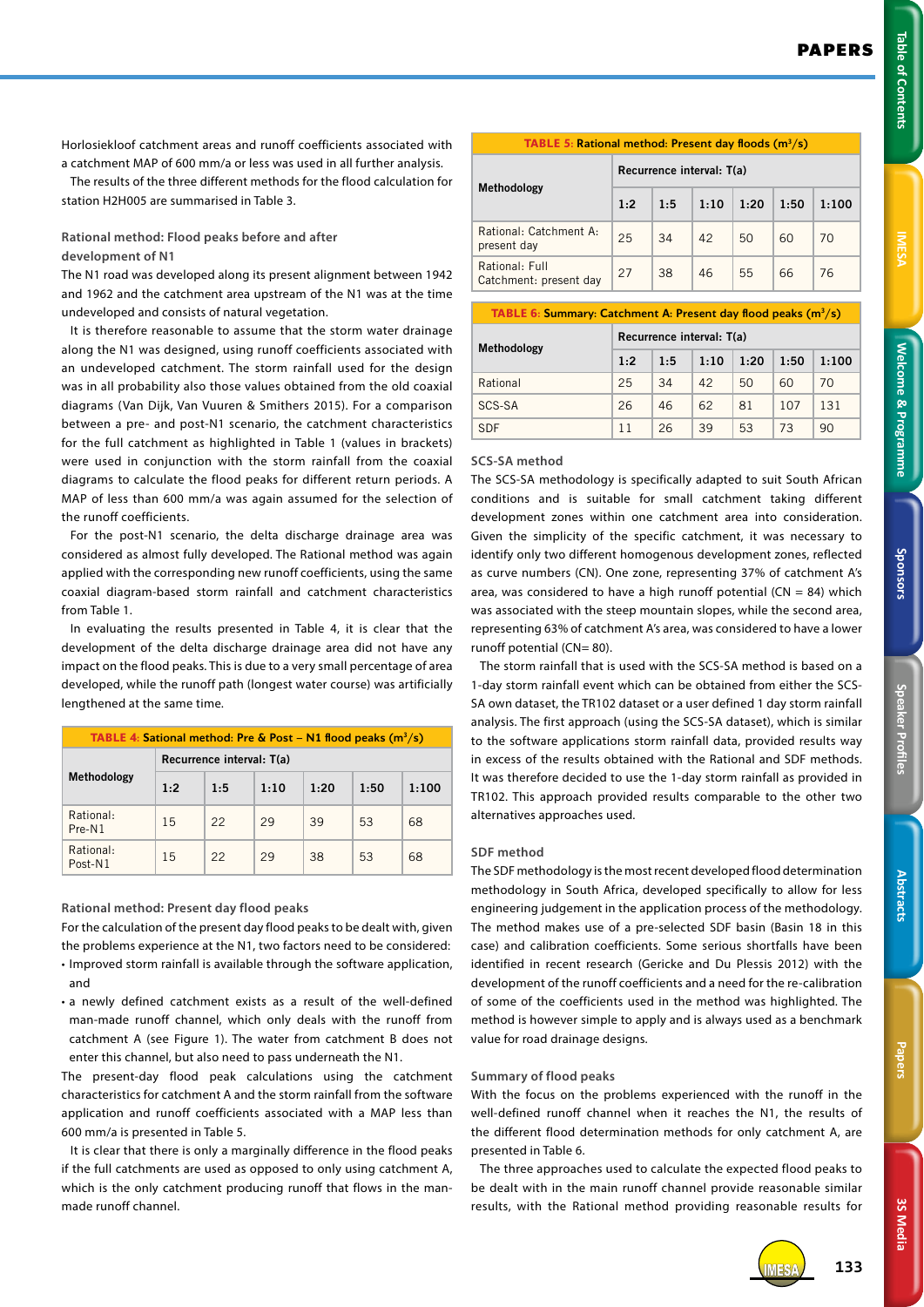Horlosiekloof catchment areas and runoff coefficients associated with a catchment MAP of 600 mm/a or less was used in all further analysis.

The results of the three different methods for the flood calculation for station H2H005 are summarised in Table 3.

### Rational method: Flood peaks before and after development of N1

The N1 road was developed along its present alignment between 1942 and 1962 and the catchment area upstream of the N1 was at the time undeveloped and consists of natural vegetation.

It is therefore reasonable to assume that the storm water drainage along the N1 was designed, using runoff coefficients associated with an undeveloped catchment. The storm rainfall used for the design was in all probability also those values obtained from the old coaxial diagrams (Van Dijk, Van Vuuren & Smithers 2015). For a comparison between a pre- and post-N1 scenario, the catchment characteristics for the full catchment as highlighted in Table 1 (values in brackets) were used in conjunction with the storm rainfall from the coaxial diagrams to calculate the flood peaks for different return periods. A MAP of less than 600 mm/a was again assumed for the selection of the runoff coefficients.

For the post-N1 scenario, the delta discharge drainage area was considered as almost fully developed. The Rational method was again applied with the corresponding new runoff coefficients, using the same coaxial diagram-based storm rainfall and catchment characteristics from Table 1.

In evaluating the results presented in Table 4, it is clear that the development of the delta discharge drainage area did not have any impact on the flood peaks. This is due to a very small percentage of area developed, while the runoff path (longest water course) was artificially lengthened at the same time.

**TABLE 4: Sational method: Pre & Post – N1 flood peaks (m³/s)**

| Methodology | Recurrence interval: T(a) | | | | | |
|---|---|---|---|---|---|---|
| | 1:2 | 1:5 | 1:10 | 1:20 | 1:50 | 1:100 |
| Rational: Pre-N1 | 15 | 22 | 29 | 39 | 53 | 68 |
| Rational: Post-N1 | 15 | 22 | 29 | 38 | 53 | 68 |

### Rational method: Present day flood peaks

For the calculation of the present day flood peaks to be dealt with, given the problems experience at the N1, two factors need to be considered:

- Improved storm rainfall is available through the software application, and
- a newly defined catchment exists as a result of the well-defined man-made runoff channel, which only deals with the runoff from catchment A (see Figure 1). The water from catchment B does not enter this channel, but also need to pass underneath the N1.

The present-day flood peak calculations using the catchment characteristics for catchment A and the storm rainfall from the software application and runoff coefficients associated with a MAP less than 600 mm/a is presented in Table 5.

It is clear that there is only a marginally difference in the flood peaks if the full catchments are used as opposed to only using catchment A, which is the only catchment producing runoff that flows in the man-made runoff channel.

**TABLE 5: Rational method: Present day floods (m³/s)**

| Methodology | Recurrence interval: T(a) | | | | | |
|---|---|---|---|---|---|---|
| | 1:2 | 1:5 | 1:10 | 1:20 | 1:50 | 1:100 |
| Rational: Catchment A: present day | 25 | 34 | 42 | 50 | 60 | 70 |
| Rational: Full Catchment: present day | 27 | 38 | 46 | 55 | 66 | 76 |

**TABLE 6: Summary: Catchment A: Present day flood peaks (m³/s)**

| Methodology | Recurrence interval: T(a) | | | | | |
|---|---|---|---|---|---|---|
| | 1:2 | 1:5 | 1:10 | 1:20 | 1:50 | 1:100 |
| Rational | 25 | 34 | 42 | 50 | 60 | 70 |
| SCS-SA | 26 | 46 | 62 | 81 | 107 | 131 |
| SDF | 11 | 26 | 39 | 53 | 73 | 90 |

### SCS-SA method

The SCS-SA methodology is specifically adapted to suit South African conditions and is suitable for small catchment taking different development zones within one catchment area into consideration. Given the simplicity of the specific catchment, it was necessary to identify only two different homogenous development zones, reflected as curve numbers (CN). One zone, representing 37% of catchment A's area, was considered to have a high runoff potential (CN = 84) which was associated with the steep mountain slopes, while the second area, representing 63% of catchment A's area, was considered to have a lower runoff potential (CN= 80).

The storm rainfall that is used with the SCS-SA method is based on a 1-day storm rainfall event which can be obtained from either the SCS-SA own dataset, the TR102 dataset or a user defined 1 day storm rainfall analysis. The first approach (using the SCS-SA dataset), which is similar to the software applications storm rainfall data, provided results way in excess of the results obtained with the Rational and SDF methods. It was therefore decided to use the 1-day storm rainfall as provided in TR102. This approach provided results comparable to the other two alternatives approaches used.

### SDF method

The SDF methodology is the most recent developed flood determination methodology in South Africa, developed specifically to allow for less engineering judgement in the application process of the methodology. The method makes use of a pre-selected SDF basin (Basin 18 in this case) and calibration coefficients. Some serious shortfalls have been identified in recent research (Gericke and Du Plessis 2012) with the development of the runoff coefficients and a need for the re-calibration of some of the coefficients used in the method was highlighted. The method is however simple to apply and is always used as a benchmark value for road drainage designs.

### Summary of flood peaks

With the focus on the problems experienced with the runoff in the well-defined runoff channel when it reaches the N1, the results of the different flood determination methods for only catchment A, are presented in Table 6.

The three approaches used to calculate the expected flood peaks to be dealt with in the main runoff channel provide reasonable similar results, with the Rational method providing reasonable results for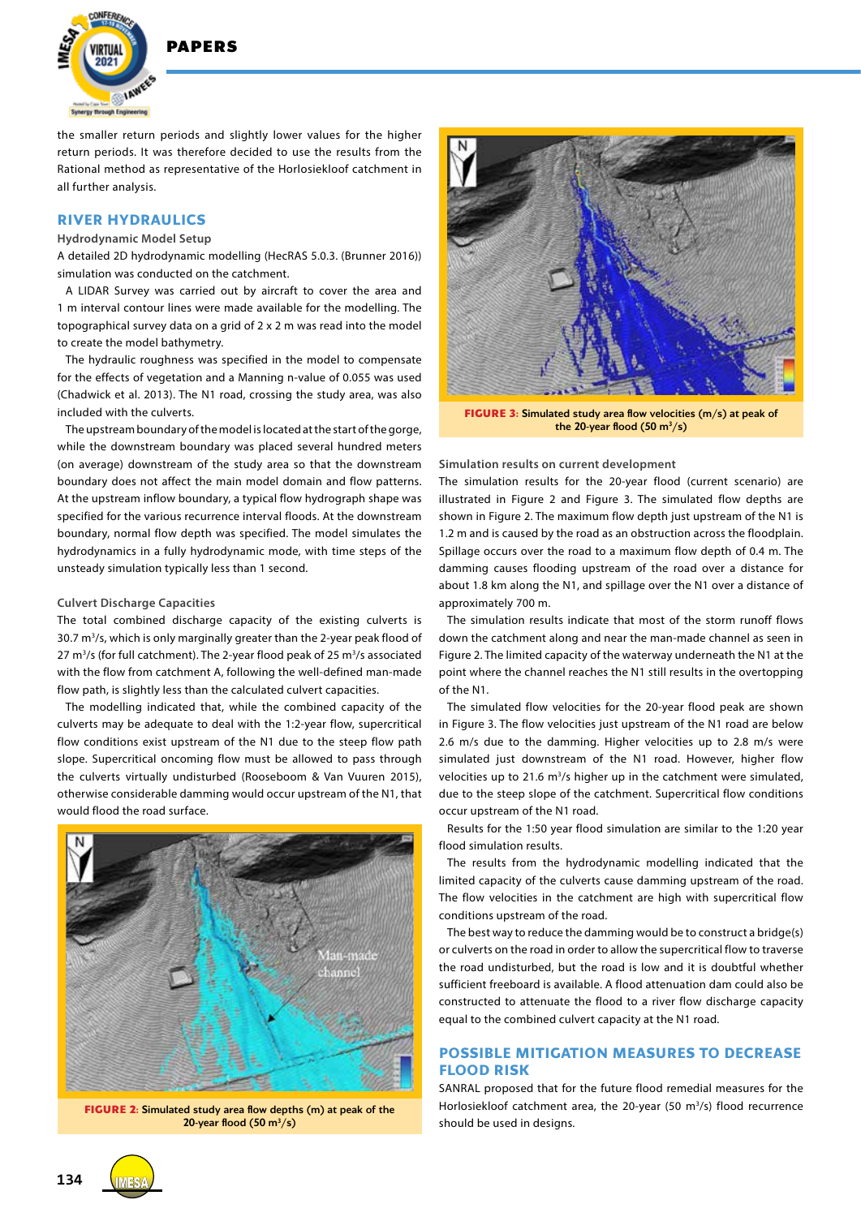the smaller return periods and slightly lower values for the higher return periods. It was therefore decided to use the results from the Rational method as representative of the Horlosiekloof catchment in all further analysis.

## RIVER HYDRAULICS

### Hydrodynamic Model Setup

A detailed 2D hydrodynamic modelling (HecRAS 5.0.3. (Brunner 2016)) simulation was conducted on the catchment.

A LIDAR Survey was carried out by aircraft to cover the area and 1 m interval contour lines were made available for the modelling. The topographical survey data on a grid of 2 x 2 m was read into the model to create the model bathymetry.

The hydraulic roughness was specified in the model to compensate for the effects of vegetation and a Manning n-value of 0.055 was used (Chadwick et al. 2013). The N1 road, crossing the study area, was also included with the culverts.

The upstream boundary of the model is located at the start of the gorge, while the downstream boundary was placed several hundred meters (on average) downstream of the study area so that the downstream boundary does not affect the main model domain and flow patterns. At the upstream inflow boundary, a typical flow hydrograph shape was specified for the various recurrence interval floods. At the downstream boundary, normal flow depth was specified. The model simulates the hydrodynamics in a fully hydrodynamic mode, with time steps of the unsteady simulation typically less than 1 second.

### Culvert Discharge Capacities

The total combined discharge capacity of the existing culverts is 30.7 $m^3/s$, which is only marginally greater than the 2-year peak flood of 27 $m^3/s$ (for full catchment). The 2-year flood peak of 25 $m^3/s$ associated with the flow from catchment A, following the well-defined man-made flow path, is slightly less than the calculated culvert capacities.

The modelling indicated that, while the combined capacity of the culverts may be adequate to deal with the 1:2-year flow, supercritical flow conditions exist upstream of the N1 due to the steep flow path slope. Supercritical oncoming flow must be allowed to pass through the culverts virtually undisturbed (Rooseboom & Van Vuuren 2015), otherwise considerable damming would occur upstream of the N1, that would flood the road surface.

**FIGURE 2:** Simulated study area flow depths (m) at peak of the 20-year flood (50 $m^3/s$)

**FIGURE 3:** Simulated study area flow velocities (m/s) at peak of the 20-year flood (50 $m^3/s$)

### Simulation results on current development

The simulation results for the 20-year flood (current scenario) are illustrated in Figure 2 and Figure 3. The simulated flow depths are shown in Figure 2. The maximum flow depth just upstream of the N1 is 1.2 m and is caused by the road as an obstruction across the floodplain. Spillage occurs over the road to a maximum flow depth of 0.4 m. The damming causes flooding upstream of the road over a distance for about 1.8 km along the N1, and spillage over the N1 over a distance of approximately 700 m.

The simulation results indicate that most of the storm runoff flows down the catchment along and near the man-made channel as seen in Figure 2. The limited capacity of the waterway underneath the N1 at the point where the channel reaches the N1 still results in the overtopping of the N1.

The simulated flow velocities for the 20-year flood peak are shown in Figure 3. The flow velocities just upstream of the N1 road are below 2.6 m/s due to the damming. Higher velocities up to 2.8 m/s were simulated just downstream of the N1 road. However, higher flow velocities up to 21.6 $m^3/s$ higher up in the catchment were simulated, due to the steep slope of the catchment. Supercritical flow conditions occur upstream of the N1 road.

Results for the 1:50 year flood simulation are similar to the 1:20 year flood simulation results.

The results from the hydrodynamic modelling indicated that the limited capacity of the culverts cause damming upstream of the road. The flow velocities in the catchment are high with supercritical flow conditions upstream of the road.

The best way to reduce the damming would be to construct a bridge(s) or culverts on the road in order to allow the supercritical flow to traverse the road undisturbed, but the road is low and it is doubtful whether sufficient freeboard is available. A flood attenuation dam could also be constructed to attenuate the flood to a river flow discharge capacity equal to the combined culvert capacity at the N1 road.

## POSSIBLE MITIGATION MEASURES TO DECREASE FLOOD RISK

SANRAL proposed that for the future flood remedial measures for the Horlosiekloof catchment area, the 20-year (50 $m^3/s$) flood recurrence should be used in designs.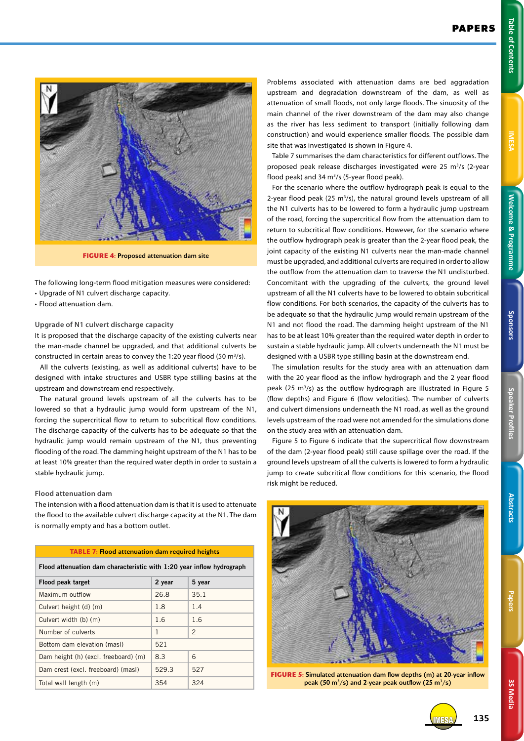FIGURE 4: Proposed attenuation dam site

The following long-term flood mitigation measures were considered:

- Upgrade of N1 culvert discharge capacity.
- Flood attenuation dam.

### Upgrade of N1 culvert discharge capacity

It is proposed that the discharge capacity of the existing culverts near the man-made channel be upgraded, and that additional culverts be constructed in certain areas to convey the 1:20 year flood (50 m$^3$/s).

All the culverts (existing, as well as additional culverts) have to be designed with intake structures and USBR type stilling basins at the upstream and downstream end respectively.

The natural ground levels upstream of all the culverts has to be lowered so that a hydraulic jump would form upstream of the N1, forcing the supercritical flow to return to subcritical flow conditions. The discharge capacity of the culverts has to be adequate so that the hydraulic jump would remain upstream of the N1, thus preventing flooding of the road. The damming height upstream of the N1 has to be at least 10% greater than the required water depth in order to sustain a stable hydraulic jump.

### Flood attenuation dam

The intension with a flood attenuation dam is that it is used to attenuate the flood to the available culvert discharge capacity at the N1. The dam is normally empty and has a bottom outlet.

TABLE 7: Flood attenuation dam required heights

| Flood attenuation dam characteristic with 1:20 year inflow hydrograph | | |
|---|---|---|
| Flood peak target | 2 year | 5 year |
| Maximum outflow | 26.8 | 35.1 |
| Culvert height (d) (m) | 1.8 | 1.4 |
| Culvert width (b) (m) | 1.6 | 1.6 |
| Number of culverts | 1 | 2 |
| Bottom dam elevation (masl) | 521 | |
| Dam height (h) (excl. freeboard) (m) | 8.3 | 6 |
| Dam crest (excl. freeboard) (masl) | 529.3 | 527 |
| Total wall length (m) | 354 | 324 |

Problems associated with attenuation dams are bed aggradation upstream and degradation downstream of the dam, as well as attenuation of small floods, not only large floods. The sinuosity of the main channel of the river downstream of the dam may also change as the river has less sediment to transport (initially following dam construction) and would experience smaller floods. The possible dam site that was investigated is shown in Figure 4.

Table 7 summarises the dam characteristics for different outflows. The proposed peak release discharges investigated were 25 m$^3$/s (2-year flood peak) and 34 m$^3$/s (5-year flood peak).

For the scenario where the outflow hydrograph peak is equal to the 2-year flood peak (25 m$^3$/s), the natural ground levels upstream of all the N1 culverts has to be lowered to form a hydraulic jump upstream of the road, forcing the supercritical flow from the attenuation dam to return to subcritical flow conditions. However, for the scenario where the outflow hydrograph peak is greater than the 2-year flood peak, the joint capacity of the existing N1 culverts near the man-made channel must be upgraded, and additional culverts are required in order to allow the outflow from the attenuation dam to traverse the N1 undisturbed. Concomitant with the upgrading of the culverts, the ground level upstream of all the N1 culverts have to be lowered to obtain subcritical flow conditions. For both scenarios, the capacity of the culverts has to be adequate so that the hydraulic jump would remain upstream of the N1 and not flood the road. The damming height upstream of the N1 has to be at least 10% greater than the required water depth in order to sustain a stable hydraulic jump. All culverts underneath the N1 must be designed with a USBR type stilling basin at the downstream end.

The simulation results for the study area with an attenuation dam with the 20 year flood as the inflow hydrograph and the 2 year flood peak (25 m$^3$/s) as the outflow hydrograph are illustrated in Figure 5 (flow depths) and Figure 6 (flow velocities). The number of culverts and culvert dimensions underneath the N1 road, as well as the ground levels upstream of the road were not amended for the simulations done on the study area with an attenuation dam.

Figure 5 to Figure 6 indicate that the supercritical flow downstream of the dam (2-year flood peak) still cause spillage over the road. If the ground levels upstream of all the culverts is lowered to form a hydraulic jump to create subcritical flow conditions for this scenario, the flood risk might be reduced.

FIGURE 5: Simulated attenuation dam flow depths (m) at 20-year inflow peak (50 m$^3$/s) and 2-year peak outflow (25 m$^3$/s)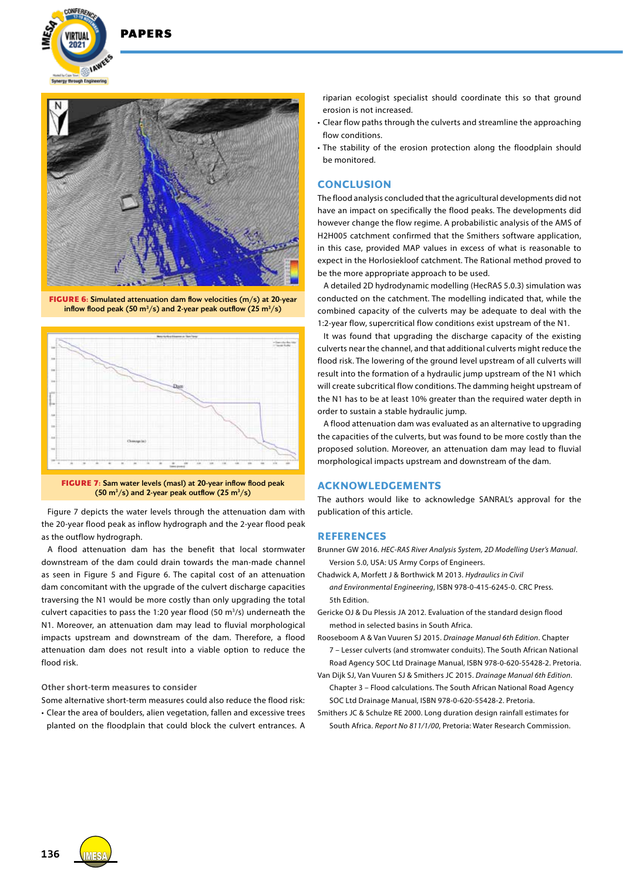FIGURE 6: Simulated attenuation dam flow velocities (m/s) at 20-year inflow flood peak (50 $m^3/s$) and 2-year peak outflow (25 $m^3/s$)

Dam

Chainage (m)

FIGURE 7: Sam water levels (masl) at 20-year inflow flood peak (50 $m^3/s$) and 2-year peak outflow (25 $m^3/s$)

Figure 7 depicts the water levels through the attenuation dam with the 20-year flood peak as inflow hydrograph and the 2-year flood peak as the outflow hydrograph.

A flood attenuation dam has the benefit that local stormwater downstream of the dam could drain towards the man-made channel as seen in Figure 5 and Figure 6. The capital cost of an attenuation dam concomitant with the upgrade of the culvert discharge capacities traversing the N1 would be more costly than only upgrading the total culvert capacities to pass the 1:20 year flood (50 $m^3/s$) underneath the N1. Moreover, an attenuation dam may lead to fluvial morphological impacts upstream and downstream of the dam. Therefore, a flood attenuation dam does not result into a viable option to reduce the flood risk.

### Other short-term measures to consider

Some alternative short-term measures could also reduce the flood risk:

- Clear the area of boulders, alien vegetation, fallen and excessive trees planted on the floodplain that could block the culvert entrances. A riparian ecologist specialist should coordinate this so that ground erosion is not increased.
- Clear flow paths through the culverts and streamline the approaching flow conditions.
- The stability of the erosion protection along the floodplain should be monitored.

## CONCLUSION

The flood analysis concluded that the agricultural developments did not have an impact on specifically the flood peaks. The developments did however change the flow regime. A probabilistic analysis of the AMS of H2H005 catchment confirmed that the Smithers software application, in this case, provided MAP values in excess of what is reasonable to expect in the Horlosiekloof catchment. The Rational method proved to be the more appropriate approach to be used.

A detailed 2D hydrodynamic modelling (HecRAS 5.0.3) simulation was conducted on the catchment. The modelling indicated that, while the combined capacity of the culverts may be adequate to deal with the 1:2-year flow, supercritical flow conditions exist upstream of the N1.

It was found that upgrading the discharge capacity of the existing culverts near the channel, and that additional culverts might reduce the flood risk. The lowering of the ground level upstream of all culverts will result into the formation of a hydraulic jump upstream of the N1 which will create subcritical flow conditions. The damming height upstream of the N1 has to be at least 10% greater than the required water depth in order to sustain a stable hydraulic jump.

A flood attenuation dam was evaluated as an alternative to upgrading the capacities of the culverts, but was found to be more costly than the proposed solution. Moreover, an attenuation dam may lead to fluvial morphological impacts upstream and downstream of the dam.

## ACKNOWLEDGEMENTS

The authors would like to acknowledge SANRAL's approval for the publication of this article.

## REFERENCES

Brunner GW 2016. *HEC-RAS River Analysis System, 2D Modelling User's Manual*. Version 5.0, USA: US Army Corps of Engineers.

Chadwick A, Morfett J & Borthwick M 2013. *Hydraulics in Civil and Environmental Engineering*, ISBN 978-0-415-6245-0. CRC Press. 5th Edition.

Gericke OJ & Du Plessis JA 2012. Evaluation of the standard design flood method in selected basins in South Africa.

Rooseboom A & Van Vuuren SJ 2015. *Drainage Manual 6th Edition*. Chapter 7 – Lesser culverts (and stromwater conduits). The South African National Road Agency SOC Ltd Drainage Manual, ISBN 978-0-620-55428-2. Pretoria.

Van Dijk SJ, Van Vuuren SJ & Smithers JC 2015. *Drainage Manual 6th Edition*. Chapter 3 – Flood calculations. The South African National Road Agency SOC Ltd Drainage Manual, ISBN 978-0-620-55428-2. Pretoria.

Smithers JC & Schulze RE 2000. Long duration design rainfall estimates for South Africa. *Report No 811/1/00*, Pretoria: Water Research Commission.